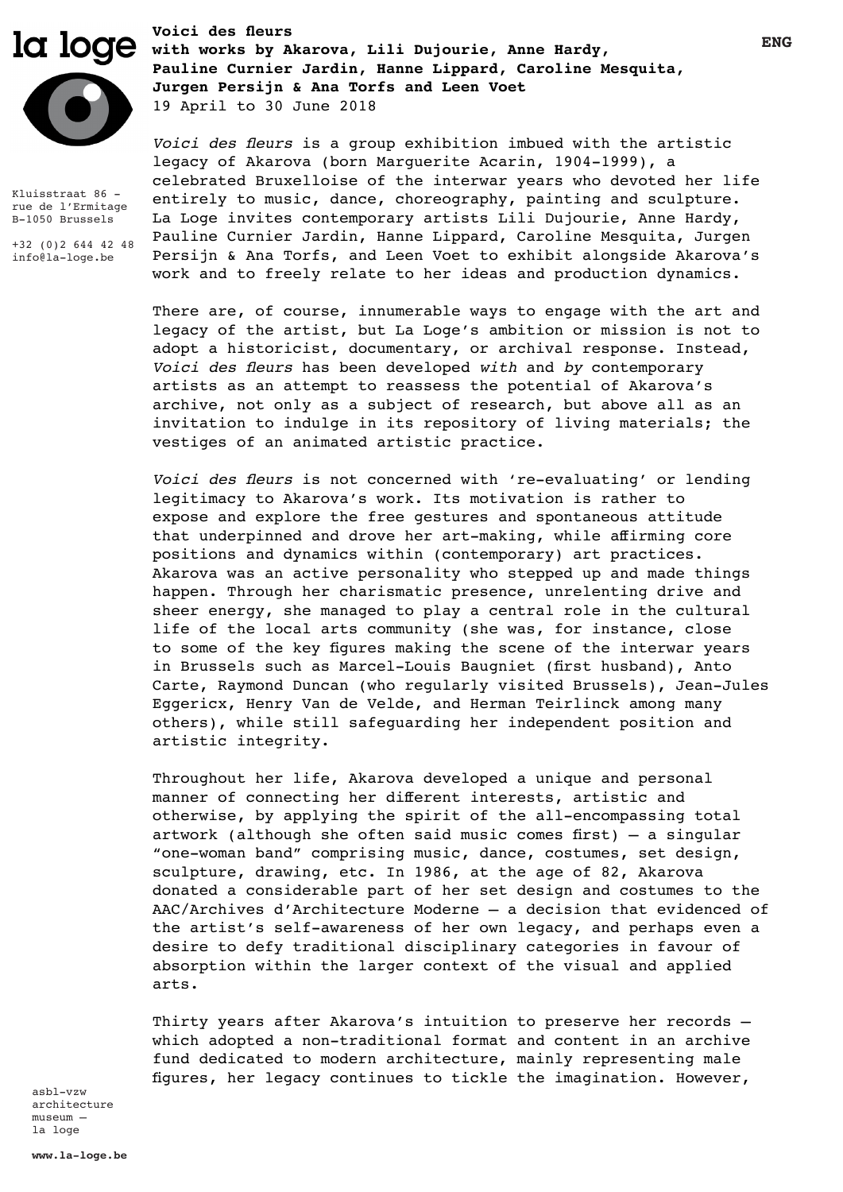la loge

Kluisstraat 86 - rue de l'Ermitage B-1050 Brussels

+32 (0)2 644 42 48 info@la-loge.be

ENG

**Voici des fleurs**
**with works by Akarova, Lili Dujourie, Anne Hardy, Pauline Curnier Jardin, Hanne Lippard, Caroline Mesquita, Jurgen Persijn & Ana Torfs and Leen Voet**
19 April to 30 June 2018

*Voici des fleurs* is a group exhibition imbued with the artistic legacy of Akarova (born Marguerite Acarin, 1904-1999), a celebrated Bruxelloise of the interwar years who devoted her life entirely to music, dance, choreography, painting and sculpture. La Loge invites contemporary artists Lili Dujourie, Anne Hardy, Pauline Curnier Jardin, Hanne Lippard, Caroline Mesquita, Jurgen Persijn & Ana Torfs, and Leen Voet to exhibit alongside Akarova's work and to freely relate to her ideas and production dynamics.

There are, of course, innumerable ways to engage with the art and legacy of the artist, but La Loge's ambition or mission is not to adopt a historicist, documentary, or archival response. Instead, *Voici des fleurs* has been developed *with* and *by* contemporary artists as an attempt to reassess the potential of Akarova's archive, not only as a subject of research, but above all as an invitation to indulge in its repository of living materials; the vestiges of an animated artistic practice.

*Voici des fleurs* is not concerned with 're-evaluating' or lending legitimacy to Akarova's work. Its motivation is rather to expose and explore the free gestures and spontaneous attitude that underpinned and drove her art-making, while affirming core positions and dynamics within (contemporary) art practices. Akarova was an active personality who stepped up and made things happen. Through her charismatic presence, unrelenting drive and sheer energy, she managed to play a central role in the cultural life of the local arts community (she was, for instance, close to some of the key figures making the scene of the interwar years in Brussels such as Marcel-Louis Baugniet (first husband), Anto Carte, Raymond Duncan (who regularly visited Brussels), Jean-Jules Eggericx, Henry Van de Velde, and Herman Teirlinck among many others), while still safeguarding her independent position and artistic integrity.

Throughout her life, Akarova developed a unique and personal manner of connecting her different interests, artistic and otherwise, by applying the spirit of the all-encompassing total artwork (although she often said music comes first) – a singular "one-woman band" comprising music, dance, costumes, set design, sculpture, drawing, etc. In 1986, at the age of 82, Akarova donated a considerable part of her set design and costumes to the AAC/Archives d'Architecture Moderne – a decision that evidenced of the artist's self-awareness of her own legacy, and perhaps even a desire to defy traditional disciplinary categories in favour of absorption within the larger context of the visual and applied arts.

Thirty years after Akarova's intuition to preserve her records – which adopted a non-traditional format and content in an archive fund dedicated to modern architecture, mainly representing male figures, her legacy continues to tickle the imagination. However,

asbl-vzw architecture museum – la loge

**www.la-loge.be**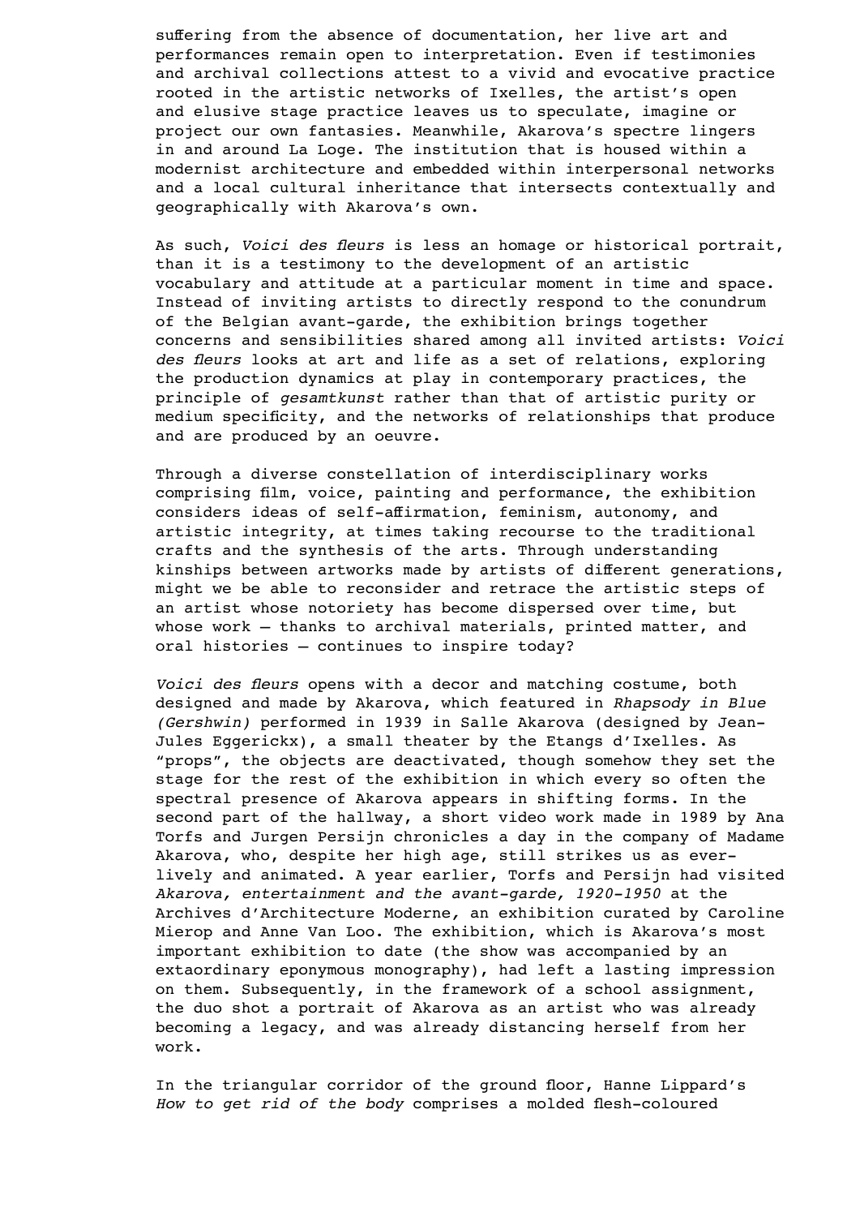suffering from the absence of documentation, her live art and performances remain open to interpretation. Even if testimonies and archival collections attest to a vivid and evocative practice rooted in the artistic networks of Ixelles, the artist's open and elusive stage practice leaves us to speculate, imagine or project our own fantasies. Meanwhile, Akarova's spectre lingers in and around La Loge. The institution that is housed within a modernist architecture and embedded within interpersonal networks and a local cultural inheritance that intersects contextually and geographically with Akarova's own.

As such, *Voici des fleurs* is less an homage or historical portrait, than it is a testimony to the development of an artistic vocabulary and attitude at a particular moment in time and space. Instead of inviting artists to directly respond to the conundrum of the Belgian avant-garde, the exhibition brings together concerns and sensibilities shared among all invited artists: *Voici des fleurs* looks at art and life as a set of relations, exploring the production dynamics at play in contemporary practices, the principle of *gesamtkunst* rather than that of artistic purity or medium specificity, and the networks of relationships that produce and are produced by an oeuvre.

Through a diverse constellation of interdisciplinary works comprising film, voice, painting and performance, the exhibition considers ideas of self-affirmation, feminism, autonomy, and artistic integrity, at times taking recourse to the traditional crafts and the synthesis of the arts. Through understanding kinships between artworks made by artists of different generations, might we be able to reconsider and retrace the artistic steps of an artist whose notoriety has become dispersed over time, but whose work – thanks to archival materials, printed matter, and oral histories – continues to inspire today?

*Voici des fleurs* opens with a decor and matching costume, both designed and made by Akarova, which featured in *Rhapsody in Blue (Gershwin)* performed in 1939 in Salle Akarova (designed by Jean-Jules Eggerickx), a small theater by the Etangs d'Ixelles. As "props", the objects are deactivated, though somehow they set the stage for the rest of the exhibition in which every so often the spectral presence of Akarova appears in shifting forms. In the second part of the hallway, a short video work made in 1989 by Ana Torfs and Jurgen Persijn chronicles a day in the company of Madame Akarova, who, despite her high age, still strikes us as ever-lively and animated. A year earlier, Torfs and Persijn had visited *Akarova, entertainment and the avant-garde, 1920-1950* at the Archives d'Architecture Moderne, an exhibition curated by Caroline Mierop and Anne Van Loo. The exhibition, which is Akarova's most important exhibition to date (the show was accompanied by an extaordinary eponymous monography), had left a lasting impression on them. Subsequently, in the framework of a school assignment, the duo shot a portrait of Akarova as an artist who was already becoming a legacy, and was already distancing herself from her work.

In the triangular corridor of the ground floor, Hanne Lippard's *How to get rid of the body* comprises a molded flesh-coloured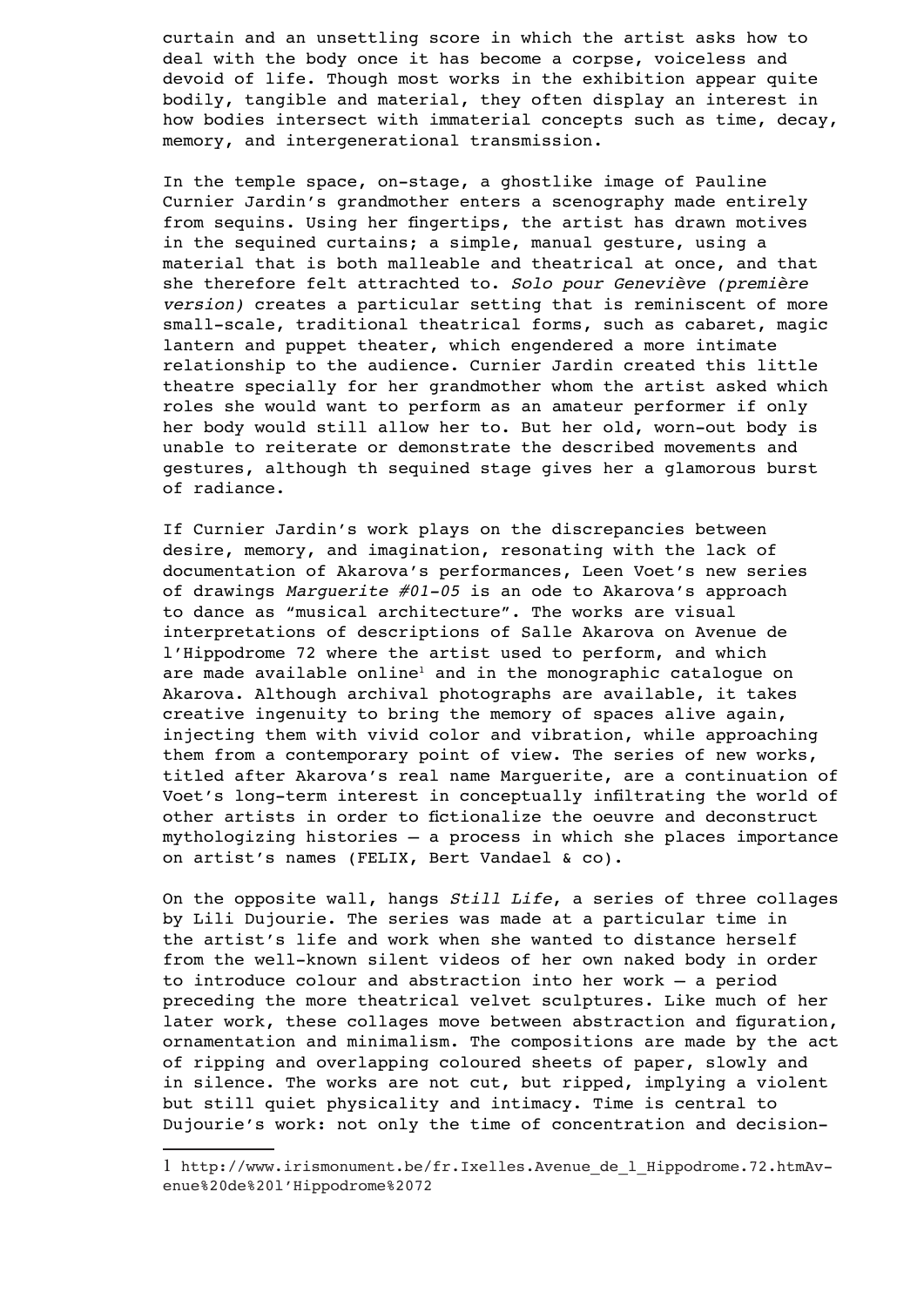curtain and an unsettling score in which the artist asks how to deal with the body once it has become a corpse, voiceless and devoid of life. Though most works in the exhibition appear quite bodily, tangible and material, they often display an interest in how bodies intersect with immaterial concepts such as time, decay, memory, and intergenerational transmission.

In the temple space, on-stage, a ghostlike image of Pauline Curnier Jardin's grandmother enters a scenography made entirely from sequins. Using her fingertips, the artist has drawn motives in the sequined curtains; a simple, manual gesture, using a material that is both malleable and theatrical at once, and that she therefore felt attrachted to. *Solo pour Geneviève (première version)* creates a particular setting that is reminiscent of more small-scale, traditional theatrical forms, such as cabaret, magic lantern and puppet theater, which engendered a more intimate relationship to the audience. Curnier Jardin created this little theatre specially for her grandmother whom the artist asked which roles she would want to perform as an amateur performer if only her body would still allow her to. But her old, worn-out body is unable to reiterate or demonstrate the described movements and gestures, although th sequined stage gives her a glamorous burst of radiance.

If Curnier Jardin's work plays on the discrepancies between desire, memory, and imagination, resonating with the lack of documentation of Akarova's performances, Leen Voet's new series of drawings *Marguerite #01-05* is an ode to Akarova's approach to dance as "musical architecture". The works are visual interpretations of descriptions of Salle Akarova on Avenue de l'Hippodrome 72 where the artist used to perform, and which are made available online[1] and in the monographic catalogue on Akarova. Although archival photographs are available, it takes creative ingenuity to bring the memory of spaces alive again, injecting them with vivid color and vibration, while approaching them from a contemporary point of view. The series of new works, titled after Akarova's real name Marguerite, are a continuation of Voet's long-term interest in conceptually infiltrating the world of other artists in order to fictionalize the oeuvre and deconstruct mythologizing histories – a process in which she places importance on artist's names (FELIX, Bert Vandael & co).

On the opposite wall, hangs *Still Life*, a series of three collages by Lili Dujourie. The series was made at a particular time in the artist's life and work when she wanted to distance herself from the well-known silent videos of her own naked body in order to introduce colour and abstraction into her work – a period preceding the more theatrical velvet sculptures. Like much of her later work, these collages move between abstraction and figuration, ornamentation and minimalism. The compositions are made by the act of ripping and overlapping coloured sheets of paper, slowly and in silence. The works are not cut, but ripped, implying a violent but still quiet physicality and intimacy. Time is central to Dujourie's work: not only the time of concentration and decision-

---

1 http://www.irismonument.be/fr.Ixelles.Avenue_de_l_Hippodrome.72.htmAvenue%20de%20l'Hippodrome%2072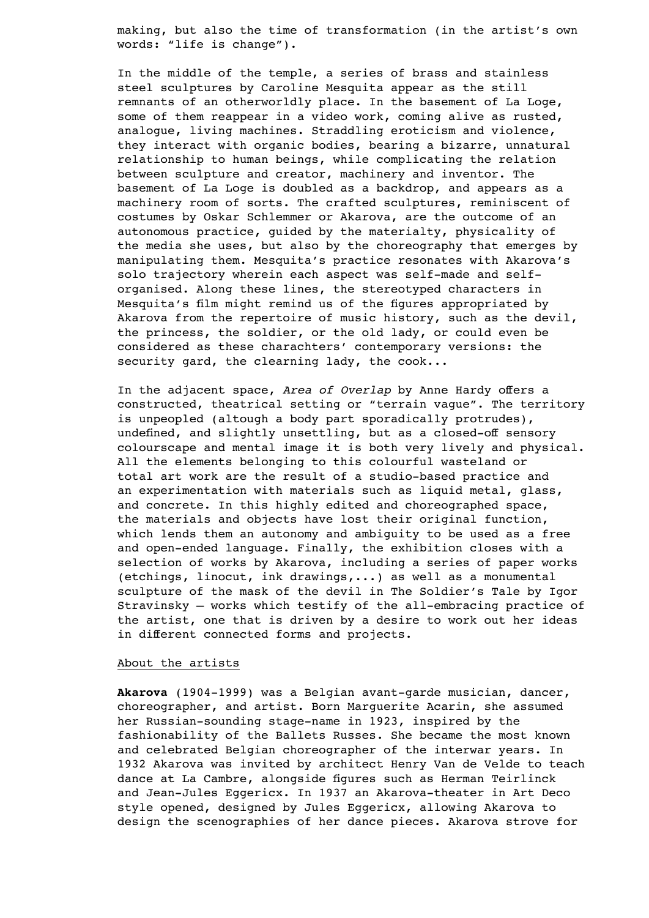making, but also the time of transformation (in the artist's own words: "life is change").

In the middle of the temple, a series of brass and stainless steel sculptures by Caroline Mesquita appear as the still remnants of an otherworldly place. In the basement of La Loge, some of them reappear in a video work, coming alive as rusted, analogue, living machines. Straddling eroticism and violence, they interact with organic bodies, bearing a bizarre, unnatural relationship to human beings, while complicating the relation between sculpture and creator, machinery and inventor. The basement of La Loge is doubled as a backdrop, and appears as a machinery room of sorts. The crafted sculptures, reminiscent of costumes by Oskar Schlemmer or Akarova, are the outcome of an autonomous practice, guided by the materialty, physicality of the media she uses, but also by the choreography that emerges by manipulating them. Mesquita's practice resonates with Akarova's solo trajectory wherein each aspect was self-made and self-organised. Along these lines, the stereotyped characters in Mesquita's film might remind us of the figures appropriated by Akarova from the repertoire of music history, such as the devil, the princess, the soldier, or the old lady, or could even be considered as these charachters' contemporary versions: the security gard, the clearning lady, the cook...

In the adjacent space, *Area of Overlap* by Anne Hardy offers a constructed, theatrical setting or "terrain vague". The territory is unpeopled (altough a body part sporadically protrudes), undefined, and slightly unsettling, but as a closed-off sensory colourscape and mental image it is both very lively and physical. All the elements belonging to this colourful wasteland or total art work are the result of a studio-based practice and an experimentation with materials such as liquid metal, glass, and concrete. In this highly edited and choreographed space, the materials and objects have lost their original function, which lends them an autonomy and ambiguity to be used as a free and open-ended language. Finally, the exhibition closes with a selection of works by Akarova, including a series of paper works (etchings, linocut, ink drawings,...) as well as a monumental sculpture of the mask of the devil in The Soldier's Tale by Igor Stravinsky – works which testify of the all-embracing practice of the artist, one that is driven by a desire to work out her ideas in different connected forms and projects.

<u>About the artists</u>

**Akarova** (1904-1999) was a Belgian avant-garde musician, dancer, choreographer, and artist. Born Marguerite Acarin, she assumed her Russian-sounding stage-name in 1923, inspired by the fashionability of the Ballets Russes. She became the most known and celebrated Belgian choreographer of the interwar years. In 1932 Akarova was invited by architect Henry Van de Velde to teach dance at La Cambre, alongside figures such as Herman Teirlinck and Jean-Jules Eggericx. In 1937 an Akarova-theater in Art Deco style opened, designed by Jules Eggericx, allowing Akarova to design the scenographies of her dance pieces. Akarova strove for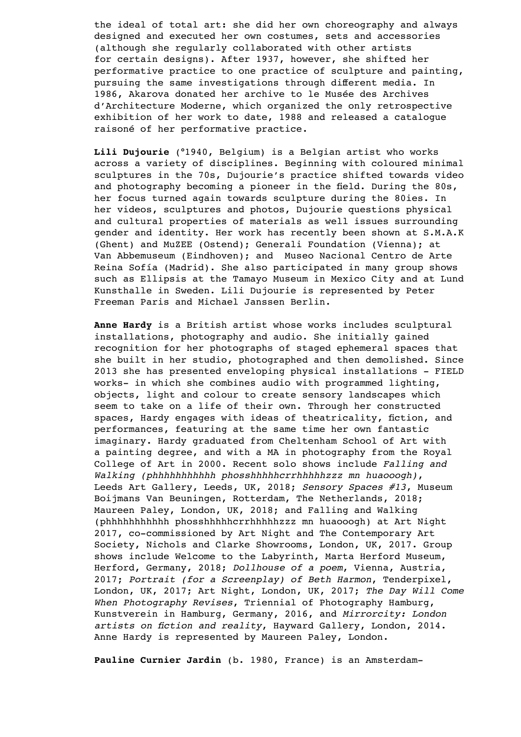the ideal of total art: she did her own choreography and always designed and executed her own costumes, sets and accessories (although she regularly collaborated with other artists for certain designs). After 1937, however, she shifted her performative practice to one practice of sculpture and painting, pursuing the same investigations through different media. In 1986, Akarova donated her archive to le Musée des Archives d'Architecture Moderne, which organized the only retrospective exhibition of her work to date, 1988 and released a catalogue raisoné of her performative practice.

**Lili Dujourie** (°1940, Belgium) is a Belgian artist who works across a variety of disciplines. Beginning with coloured minimal sculptures in the 70s, Dujourie's practice shifted towards video and photography becoming a pioneer in the field. During the 80s, her focus turned again towards sculpture during the 80ies. In her videos, sculptures and photos, Dujourie questions physical and cultural properties of materials as well issues surrounding gender and identity. Her work has recently been shown at S.M.A.K (Ghent) and MuZEE (Ostend); Generali Foundation (Vienna); at Van Abbemuseum (Eindhoven); and Museo Nacional Centro de Arte Reina Sofía (Madrid). She also participated in many group shows such as Ellipsis at the Tamayo Museum in Mexico City and at Lund Kunsthalle in Sweden. Lili Dujourie is represented by Peter Freeman Paris and Michael Janssen Berlin.

**Anne Hardy** is a British artist whose works includes sculptural installations, photography and audio. She initially gained recognition for her photographs of staged ephemeral spaces that she built in her studio, photographed and then demolished. Since 2013 she has presented enveloping physical installations - FIELD works- in which she combines audio with programmed lighting, objects, light and colour to create sensory landscapes which seem to take on a life of their own. Through her constructed spaces, Hardy engages with ideas of theatricality, fiction, and performances, featuring at the same time her own fantastic imaginary. Hardy graduated from Cheltenham School of Art with a painting degree, and with a MA in photography from the Royal College of Art in 2000. Recent solo shows include *Falling and Walking (phhhhhhhhhhh phosshhhhhcrrhhhhhzzz mn huaooogh)*, Leeds Art Gallery, Leeds, UK, 2018; *Sensory Spaces #13*, Museum Boijmans Van Beuningen, Rotterdam, The Netherlands, 2018; Maureen Paley, London, UK, 2018; and Falling and Walking (phhhhhhhhhhh phosshhhhhcrrhhhhhzzz mn huaooogh) at Art Night 2017, co-commissioned by Art Night and The Contemporary Art Society, Nichols and Clarke Showrooms, London, UK, 2017. Group shows include Welcome to the Labyrinth, Marta Herford Museum, Herford, Germany, 2018; *Dollhouse of a poem*, Vienna, Austria, 2017; *Portrait (for a Screenplay) of Beth Harmon*, Tenderpixel, London, UK, 2017; Art Night, London, UK, 2017; *The Day Will Come When Photography Revises*, Triennial of Photography Hamburg, Kunstverein in Hamburg, Germany, 2016, and *Mirrorcity: London artists on fiction and reality*, Hayward Gallery, London, 2014. Anne Hardy is represented by Maureen Paley, London.

**Pauline Curnier Jardin** (b. 1980, France) is an Amsterdam-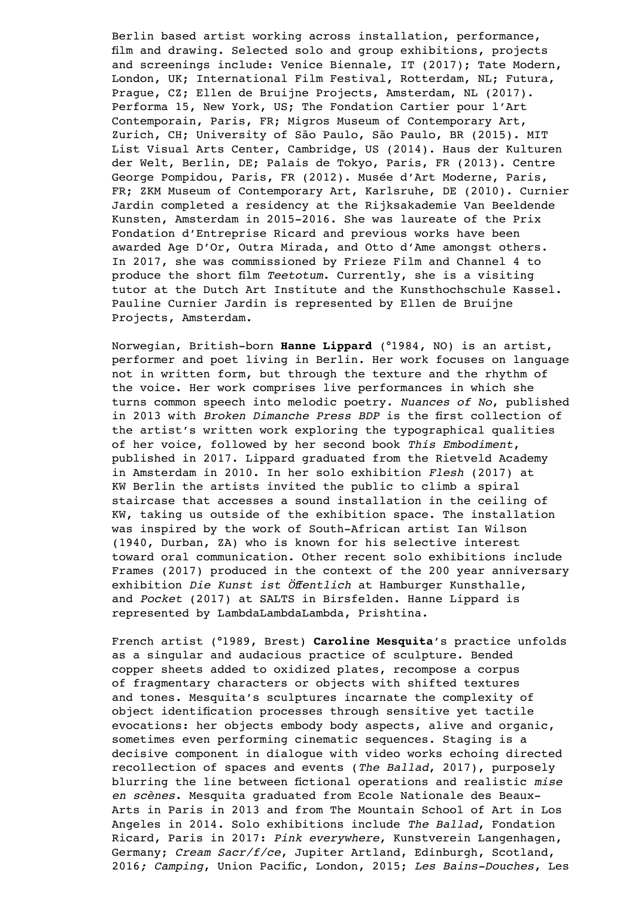Berlin based artist working across installation, performance, film and drawing. Selected solo and group exhibitions, projects and screenings include: Venice Biennale, IT (2017); Tate Modern, London, UK; International Film Festival, Rotterdam, NL; Futura, Prague, CZ; Ellen de Bruijne Projects, Amsterdam, NL (2017). Performa 15, New York, US; The Fondation Cartier pour l'Art Contemporain, Paris, FR; Migros Museum of Contemporary Art, Zurich, CH; University of São Paulo, São Paulo, BR (2015). MIT List Visual Arts Center, Cambridge, US (2014). Haus der Kulturen der Welt, Berlin, DE; Palais de Tokyo, Paris, FR (2013). Centre George Pompidou, Paris, FR (2012). Musée d'Art Moderne, Paris, FR; ZKM Museum of Contemporary Art, Karlsruhe, DE (2010). Curnier Jardin completed a residency at the Rijksakademie Van Beeldende Kunsten, Amsterdam in 2015-2016. She was laureate of the Prix Fondation d'Entreprise Ricard and previous works have been awarded Age D'Or, Outra Mirada, and Otto d'Ame amongst others. In 2017, she was commissioned by Frieze Film and Channel 4 to produce the short film *Teetotum*. Currently, she is a visiting tutor at the Dutch Art Institute and the Kunsthochschule Kassel. Pauline Curnier Jardin is represented by Ellen de Bruijne Projects, Amsterdam.

Norwegian, British-born **Hanne Lippard** (°1984, NO) is an artist, performer and poet living in Berlin. Her work focuses on language not in written form, but through the texture and the rhythm of the voice. Her work comprises live performances in which she turns common speech into melodic poetry. *Nuances of No*, published in 2013 with *Broken Dimanche Press BDP* is the first collection of the artist's written work exploring the typographical qualities of her voice, followed by her second book *This Embodiment*, published in 2017. Lippard graduated from the Rietveld Academy in Amsterdam in 2010. In her solo exhibition *Flesh* (2017) at KW Berlin the artists invited the public to climb a spiral staircase that accesses a sound installation in the ceiling of KW, taking us outside of the exhibition space. The installation was inspired by the work of South-African artist Ian Wilson (1940, Durban, ZA) who is known for his selective interest toward oral communication. Other recent solo exhibitions include Frames (2017) produced in the context of the 200 year anniversary exhibition *Die Kunst ist Öffentlich* at Hamburger Kunsthalle, and *Pocket* (2017) at SALTS in Birsfelden. Hanne Lippard is represented by LambdaLambdaLambda, Prishtina.

French artist (°1989, Brest) **Caroline Mesquita**'s practice unfolds as a singular and audacious practice of sculpture. Bended copper sheets added to oxidized plates, recompose a corpus of fragmentary characters or objects with shifted textures and tones. Mesquita's sculptures incarnate the complexity of object identification processes through sensitive yet tactile evocations: her objects embody body aspects, alive and organic, sometimes even performing cinematic sequences. Staging is a decisive component in dialogue with video works echoing directed recollection of spaces and events (*The Ballad*, 2017), purposely blurring the line between fictional operations and realistic *mise en scènes*. Mesquita graduated from Ecole Nationale des Beaux-Arts in Paris in 2013 and from The Mountain School of Art in Los Angeles in 2014. Solo exhibitions include *The Ballad*, Fondation Ricard, Paris in 2017: *Pink everywhere*, Kunstverein Langenhagen, Germany; *Cream Sacr/f/ce*, Jupiter Artland, Edinburgh, Scotland, 2016; *Camping*, Union Pacific, London, 2015; *Les Bains-Douches*, Les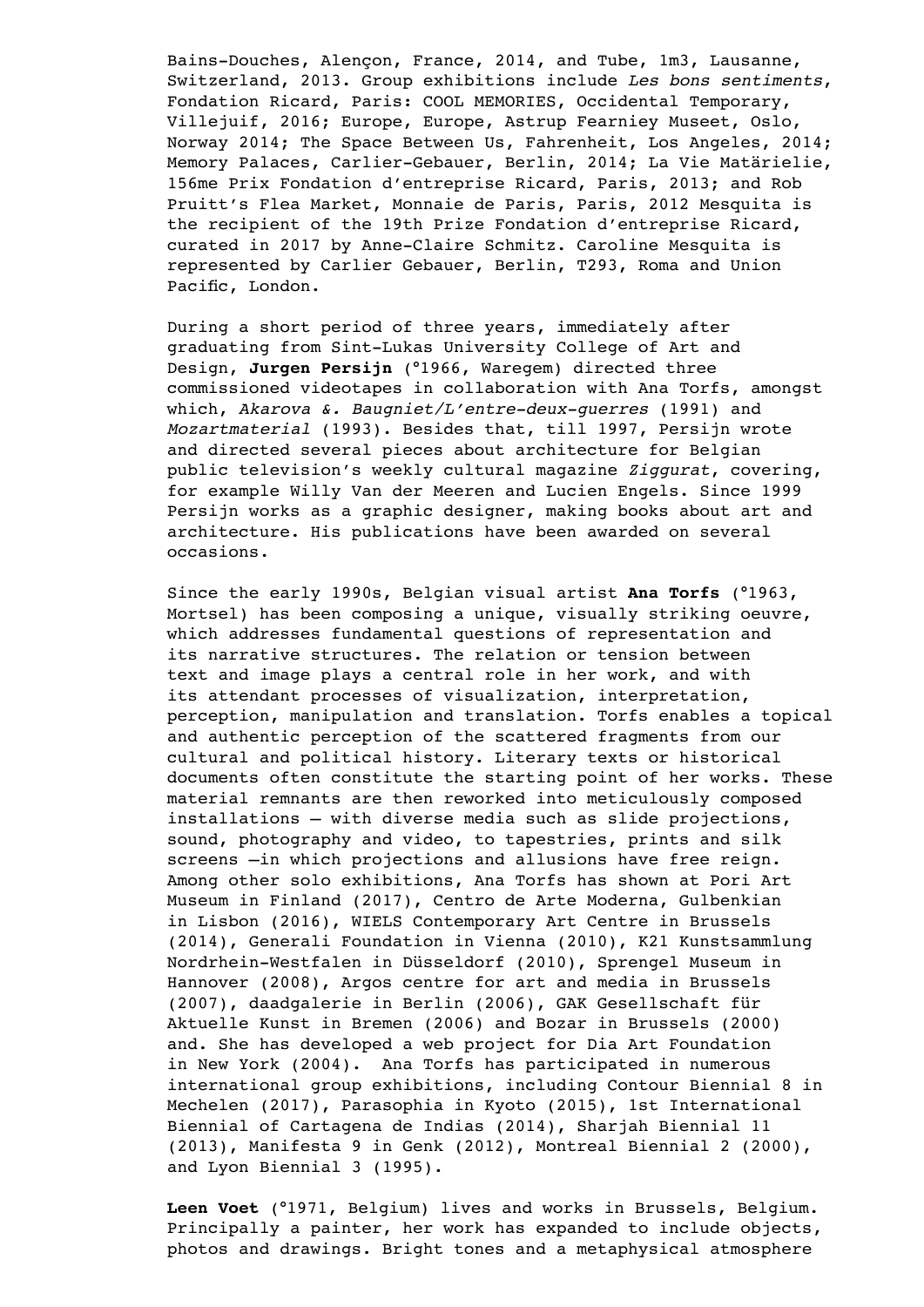Bains-Douches, Alençon, France, 2014, and Tube, 1m3, Lausanne, Switzerland, 2013. Group exhibitions include *Les bons sentiments*, Fondation Ricard, Paris: COOL MEMORIES, Occidental Temporary, Villejuif, 2016; Europe, Europe, Astrup Fearniey Museet, Oslo, Norway 2014; The Space Between Us, Fahrenheit, Los Angeles, 2014; Memory Palaces, Carlier-Gebauer, Berlin, 2014; La Vie Matärielie, 156me Prix Fondation d'entreprise Ricard, Paris, 2013; and Rob Pruitt's Flea Market, Monnaie de Paris, Paris, 2012 Mesquita is the recipient of the 19th Prize Fondation d'entreprise Ricard, curated in 2017 by Anne-Claire Schmitz. Caroline Mesquita is represented by Carlier Gebauer, Berlin, T293, Roma and Union Pacific, London.

During a short period of three years, immediately after graduating from Sint-Lukas University College of Art and Design, **Jurgen Persijn** (°1966, Waregem) directed three commissioned videotapes in collaboration with Ana Torfs, amongst which, *Akarova &. Baugniet/L'entre-deux-guerres* (1991) and *Mozartmaterial* (1993). Besides that, till 1997, Persijn wrote and directed several pieces about architecture for Belgian public television's weekly cultural magazine *Ziggurat*, covering, for example Willy Van der Meeren and Lucien Engels. Since 1999 Persijn works as a graphic designer, making books about art and architecture. His publications have been awarded on several occasions.

Since the early 1990s, Belgian visual artist **Ana Torfs** (°1963, Mortsel) has been composing a unique, visually striking oeuvre, which addresses fundamental questions of representation and its narrative structures. The relation or tension between text and image plays a central role in her work, and with its attendant processes of visualization, interpretation, perception, manipulation and translation. Torfs enables a topical and authentic perception of the scattered fragments from our cultural and political history. Literary texts or historical documents often constitute the starting point of her works. These material remnants are then reworked into meticulously composed installations — with diverse media such as slide projections, sound, photography and video, to tapestries, prints and silk screens —in which projections and allusions have free reign. Among other solo exhibitions, Ana Torfs has shown at Pori Art Museum in Finland (2017), Centro de Arte Moderna, Gulbenkian in Lisbon (2016), WIELS Contemporary Art Centre in Brussels (2014), Generali Foundation in Vienna (2010), K21 Kunstsammlung Nordrhein-Westfalen in Düsseldorf (2010), Sprengel Museum in Hannover (2008), Argos centre for art and media in Brussels (2007), daadgalerie in Berlin (2006), GAK Gesellschaft für Aktuelle Kunst in Bremen (2006) and Bozar in Brussels (2000) and. She has developed a web project for Dia Art Foundation in New York (2004). Ana Torfs has participated in numerous international group exhibitions, including Contour Biennial 8 in Mechelen (2017), Parasophia in Kyoto (2015), 1st International Biennial of Cartagena de Indias (2014), Sharjah Biennial 11 (2013), Manifesta 9 in Genk (2012), Montreal Biennial 2 (2000), and Lyon Biennial 3 (1995).

**Leen Voet** (°1971, Belgium) lives and works in Brussels, Belgium. Principally a painter, her work has expanded to include objects, photos and drawings. Bright tones and a metaphysical atmosphere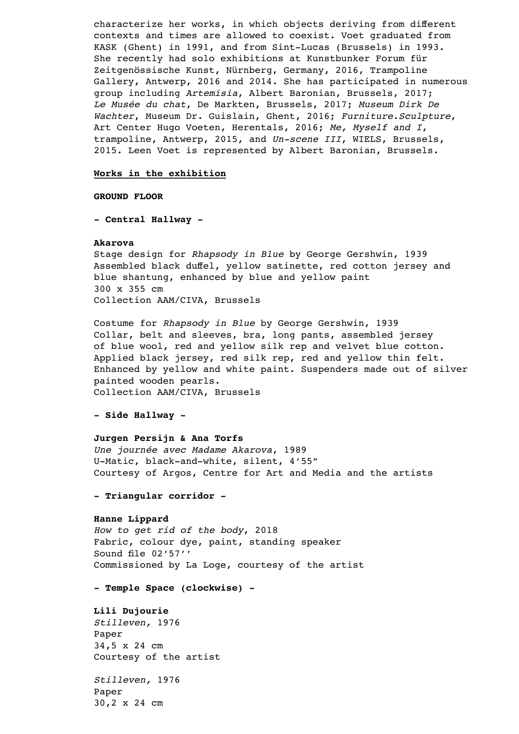characterize her works, in which objects deriving from different contexts and times are allowed to coexist. Voet graduated from KASK (Ghent) in 1991, and from Sint-Lucas (Brussels) in 1993. She recently had solo exhibitions at Kunstbunker Forum für Zeitgenössische Kunst, Nürnberg, Germany, 2016, Trampoline Gallery, Antwerp, 2016 and 2014. She has participated in numerous group including *Artemisia*, Albert Baronian, Brussels, 2017; *Le Musée du chat*, De Markten, Brussels, 2017; *Museum Dirk De Wachter*, Museum Dr. Guislain, Ghent, 2016; *Furniture.Sculpture*, Art Center Hugo Voeten, Herentals, 2016; *Me, Myself and I*, trampoline, Antwerp, 2015, and *Un-scene III*, WIELS, Brussels, 2015. Leen Voet is represented by Albert Baronian, Brussels.

**Works in the exhibition**

**GROUND FLOOR**

**- Central Hallway -**

**Akarova**
Stage design for *Rhapsody in Blue* by George Gershwin, 1939
Assembled black duffel, yellow satinette, red cotton jersey and blue shantung, enhanced by blue and yellow paint
300 x 355 cm
Collection AAM/CIVA, Brussels

Costume for *Rhapsody in Blue* by George Gershwin, 1939
Collar, belt and sleeves, bra, long pants, assembled jersey of blue wool, red and yellow silk rep and velvet blue cotton. Applied black jersey, red silk rep, red and yellow thin felt. Enhanced by yellow and white paint. Suspenders made out of silver painted wooden pearls.
Collection AAM/CIVA, Brussels

**- Side Hallway -**

**Jurgen Persijn & Ana Torfs**
*Une journée avec Madame Akarova*, 1989
U-Matic, black-and-white, silent, 4’55”
Courtesy of Argos, Centre for Art and Media and the artists

**- Triangular corridor -**

**Hanne Lippard**
*How to get rid of the body*, 2018
Fabric, colour dye, paint, standing speaker
Sound file 02’57’’
Commissioned by La Loge, courtesy of the artist

**- Temple Space (clockwise) -**

**Lili Dujourie**
*Stilleven,* 1976
Paper
34,5 x 24 cm
Courtesy of the artist

*Stilleven,* 1976
Paper
30,2 x 24 cm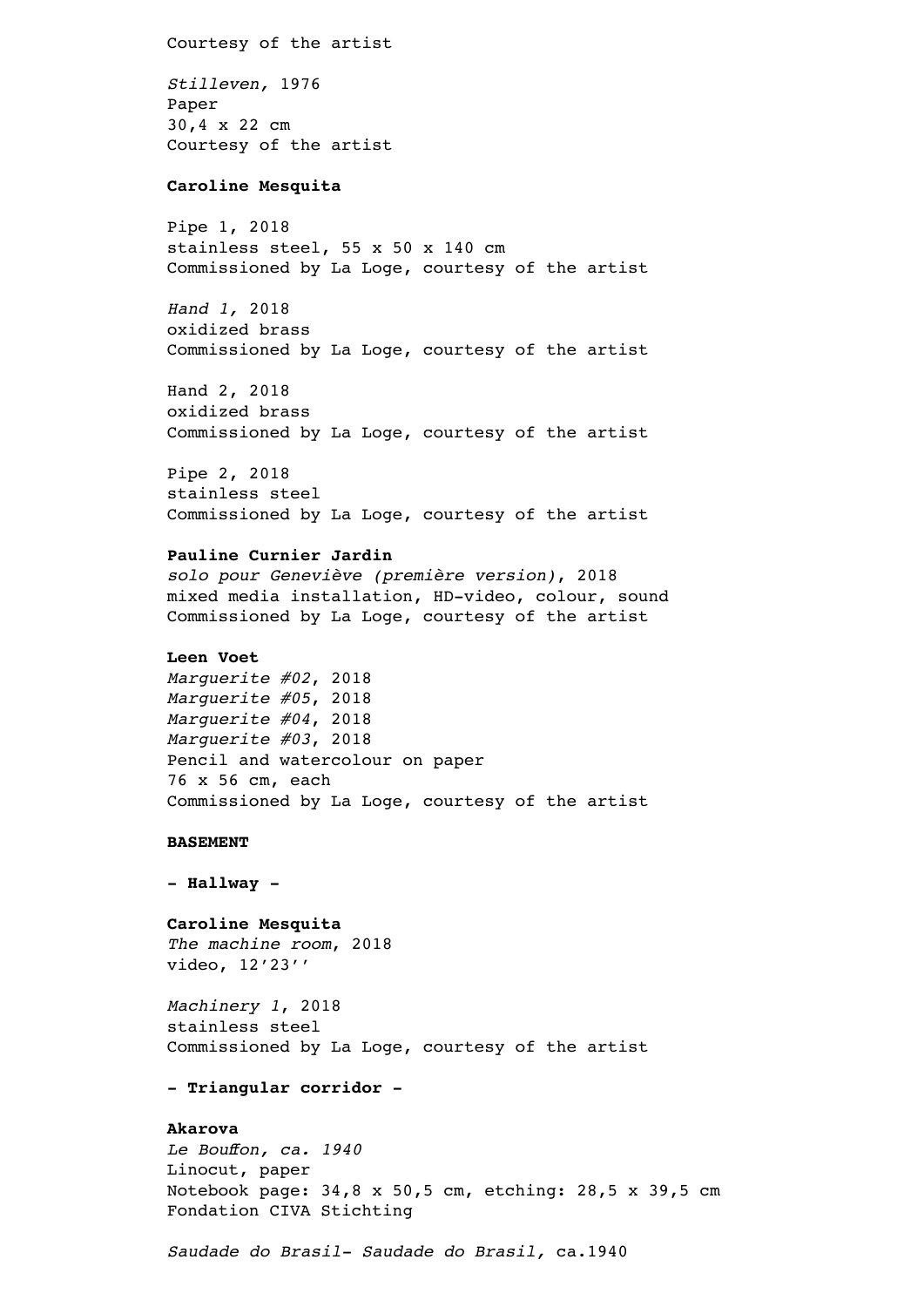Courtesy of the artist

*Stilleven,* 1976
Paper
30,4 x 22 cm
Courtesy of the artist

**Caroline Mesquita**

Pipe 1, 2018
stainless steel, 55 x 50 x 140 cm
Commissioned by La Loge, courtesy of the artist

*Hand 1,* 2018
oxidized brass
Commissioned by La Loge, courtesy of the artist

Hand 2, 2018
oxidized brass
Commissioned by La Loge, courtesy of the artist

Pipe 2, 2018
stainless steel
Commissioned by La Loge, courtesy of the artist

**Pauline Curnier Jardin**
*solo pour Geneviève (première version)*, 2018
mixed media installation, HD-video, colour, sound
Commissioned by La Loge, courtesy of the artist

**Leen Voet**
*Marguerite #02*, 2018
*Marguerite #05*, 2018
*Marguerite #04*, 2018
*Marguerite #03*, 2018
Pencil and watercolour on paper
76 x 56 cm, each
Commissioned by La Loge, courtesy of the artist

**BASEMENT**

**- Hallway -**

**Caroline Mesquita**
*The machine room*, 2018
video, 12'23''

*Machinery 1*, 2018
stainless steel
Commissioned by La Loge, courtesy of the artist

**- Triangular corridor -**

**Akarova**
*Le Bouffon, ca. 1940*
Linocut, paper
Notebook page: 34,8 x 50,5 cm, etching: 28,5 x 39,5 cm
Fondation CIVA Stichting

*Saudade do Brasil- Saudade do Brasil,* ca.1940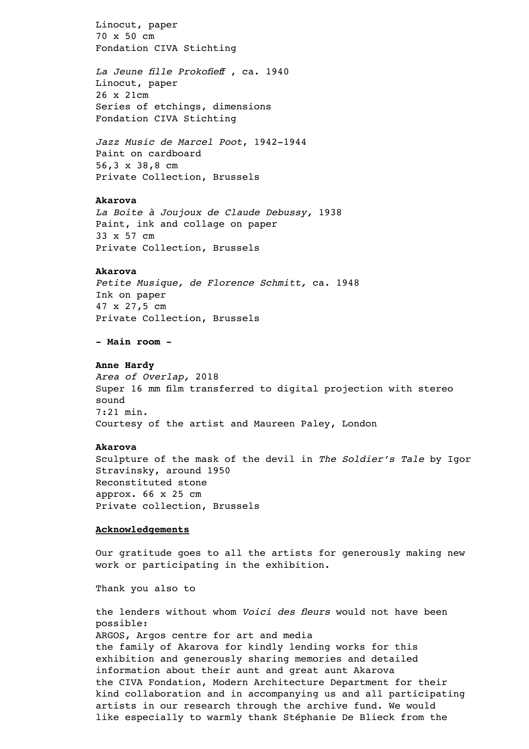Linocut, paper
70 x 50 cm
Fondation CIVA Stichting

*La Jeune fille Prokofieff* , ca. 1940
Linocut, paper
26 x 21cm
Series of etchings, dimensions
Fondation CIVA Stichting

*Jazz Music de Marcel Poot*, 1942-1944
Paint on cardboard
56,3 x 38,8 cm
Private Collection, Brussels

**Akarova**
*La Boite à Joujoux de Claude Debussy,* 1938
Paint, ink and collage on paper
33 x 57 cm
Private Collection, Brussels

**Akarova**
*Petite Musique, de Florence Schmitt,* ca. 1948
Ink on paper
47 x 27,5 cm
Private Collection, Brussels

**- Main room -**

**Anne Hardy**
*Area of Overlap,* 2018
Super 16 mm film transferred to digital projection with stereo sound
7:21 min.
Courtesy of the artist and Maureen Paley, London

**Akarova**
Sculpture of the mask of the devil in *The Soldier's Tale* by Igor Stravinsky, around 1950
Reconstituted stone
approx. 66 x 25 cm
Private collection, Brussels

**Acknowledgements**

Our gratitude goes to all the artists for generously making new work or participating in the exhibition.

Thank you also to

the lenders without whom *Voici des fleurs* would not have been possible:
ARGOS, Argos centre for art and media
the family of Akarova for kindly lending works for this exhibition and generously sharing memories and detailed information about their aunt and great aunt Akarova
the CIVA Fondation, Modern Architecture Department for their kind collaboration and in accompanying us and all participating artists in our research through the archive fund. We would like especially to warmly thank Stéphanie De Blieck from the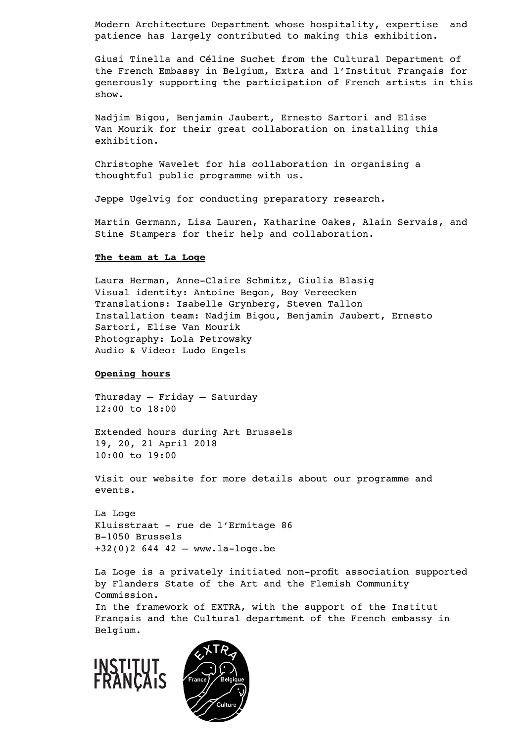Modern Architecture Department whose hospitality, expertise and patience has largely contributed to making this exhibition.

Giusi Tinella and Céline Suchet from the Cultural Department of the French Embassy in Belgium, Extra and l'Institut Français for generously supporting the participation of French artists in this show.

Nadjim Bigou, Benjamin Jaubert, Ernesto Sartori and Elise Van Mourik for their great collaboration on installing this exhibition.

Christophe Wavelet for his collaboration in organising a thoughtful public programme with us.

Jeppe Ugelvig for conducting preparatory research.

Martin Germann, Lisa Lauren, Katharine Oakes, Alain Servais, and Stine Stampers for their help and collaboration.

**The team at La Loge**

Laura Herman, Anne-Claire Schmitz, Giulia Blasig
Visual identity: Antoine Begon, Boy Vereecken
Translations: Isabelle Grynberg, Steven Tallon
Installation team: Nadjim Bigou, Benjamin Jaubert, Ernesto Sartori, Elise Van Mourik
Photography: Lola Petrowsky
Audio & Video: Ludo Engels

**Opening hours**

Thursday – Friday – Saturday
12:00 to 18:00

Extended hours during Art Brussels
19, 20, 21 April 2018
10:00 to 19:00

Visit our website for more details about our programme and events.

La Loge
Kluisstraat - rue de l'Ermitage 86
B-1050 Brussels
+32(0)2 644 42 – www.la-loge.be

La Loge is a privately initiated non-profit association supported by Flanders State of the Art and the Flemish Community Commission.
In the framework of EXTRA, with the support of the Institut Français and the Cultural department of the French embassy in Belgium.

INSTITUT FRANÇAIS

EXTRA France Belgique Culture